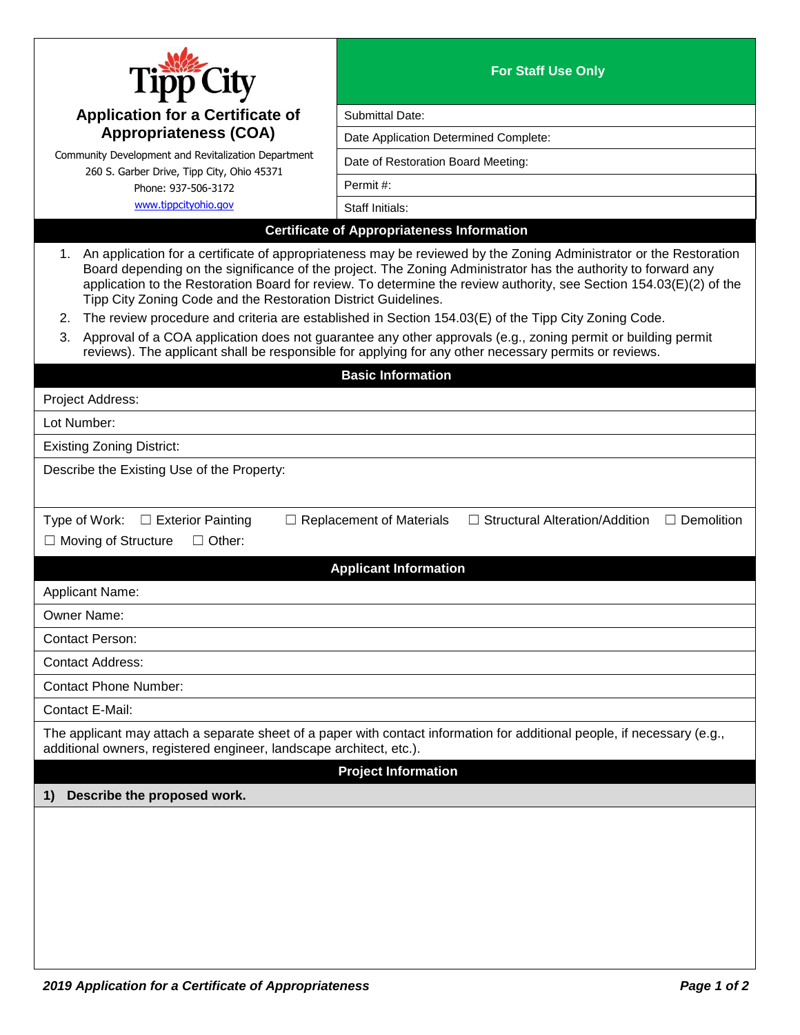# Application for a Certificate of Appropriateness (COA)

Community Development and Revitalization Department
260 S. Garber Drive, Tipp City, Ohio 45371
Phone: 937-506-3172
www.tippcityohio.gov

| For Staff Use Only |
|---|
| Submittal Date: |
| Date Application Determined Complete: |
| Date of Restoration Board Meeting: |
| Permit #: |
| Staff Initials: |

## Certificate of Appropriateness Information

1. An application for a certificate of appropriateness may be reviewed by the Zoning Administrator or the Restoration Board depending on the significance of the project. The Zoning Administrator has the authority to forward any application to the Restoration Board for review. To determine the review authority, see Section 154.03(E)(2) of the Tipp City Zoning Code and the Restoration District Guidelines.
2. The review procedure and criteria are established in Section 154.03(E) of the Tipp City Zoning Code.
3. Approval of a COA application does not guarantee any other approvals (e.g., zoning permit or building permit reviews). The applicant shall be responsible for applying for any other necessary permits or reviews.

## Basic Information

Project Address:

Lot Number:

Existing Zoning District:

Describe the Existing Use of the Property:

Type of Work: ☐ Exterior Painting ☐ Replacement of Materials ☐ Structural Alteration/Addition ☐ Demolition ☐ Moving of Structure ☐ Other:

## Applicant Information

Applicant Name:

Owner Name:

Contact Person:

Contact Address:

Contact Phone Number:

Contact E-Mail:

The applicant may attach a separate sheet of a paper with contact information for additional people, if necessary (e.g., additional owners, registered engineer, landscape architect, etc.).

## Project Information

**1) Describe the proposed work.**

*2019 Application for a Certificate of Appropriateness*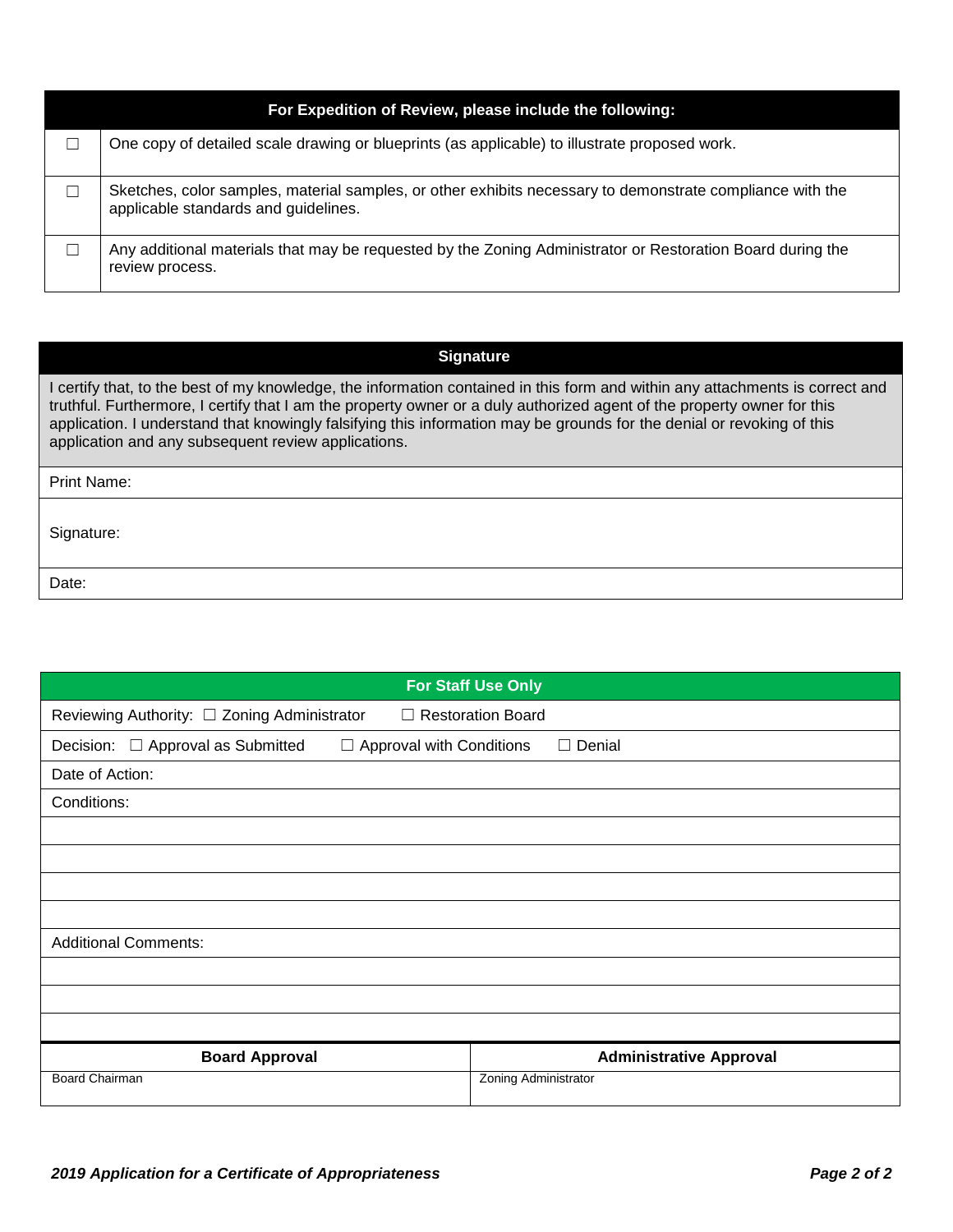| For Expedition of Review, please include the following: | |
|---|---|
| ☐ | One copy of detailed scale drawing or blueprints (as applicable) to illustrate proposed work. |
| ☐ | Sketches, color samples, material samples, or other exhibits necessary to demonstrate compliance with the applicable standards and guidelines. |
| ☐ | Any additional materials that may be requested by the Zoning Administrator or Restoration Board during the review process. |

| Signature |
|---|
| I certify that, to the best of my knowledge, the information contained in this form and within any attachments is correct and truthful. Furthermore, I certify that I am the property owner or a duly authorized agent of the property owner for this application. I understand that knowingly falsifying this information may be grounds for the denial or revoking of this application and any subsequent review applications. |
| Print Name: |
| Signature: |
| Date: |

| For Staff Use Only | |
|---|---|
| Reviewing Authority: ☐ Zoning Administrator ☐ Restoration Board | |
| Decision: ☐ Approval as Submitted ☐ Approval with Conditions ☐ Denial | |
| Date of Action: | |
| Conditions: | |
| | |
| | |
| | |
| | |
| Additional Comments: | |
| | |
| | |
| | |
| **Board Approval** | **Administrative Approval** |
| Board Chairman | Zoning Administrator |

*2019 Application for a Certificate of Appropriateness*